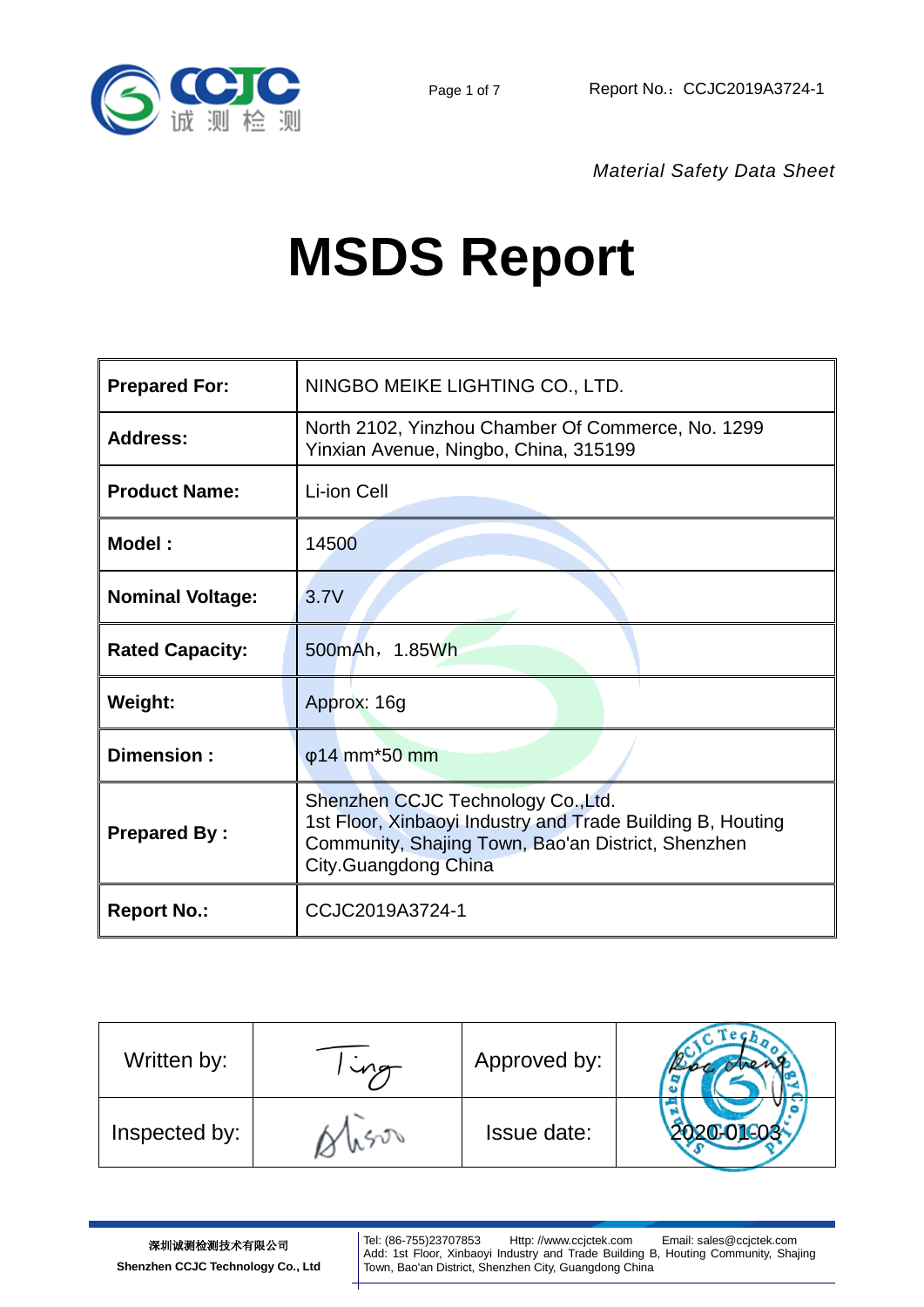*Material Safety Data Sheet*

# MSDS Report

| | |
|---|---|
| **Prepared For:** | NINGBO MEIKE LIGHTING CO., LTD. |
| **Address:** | North 2102, Yinzhou Chamber Of Commerce, No. 1299 Yinxian Avenue, Ningbo, China, 315199 |
| **Product Name:** | Li-ion Cell |
| **Model :** | 14500 |
| **Nominal Voltage:** | 3.7V |
| **Rated Capacity:** | 500mAh，1.85Wh |
| **Weight:** | Approx: 16g |
| **Dimension :** | φ14 mm*50 mm |
| **Prepared By :** | Shenzhen CCJC Technology Co.,Ltd.<br>1st Floor, Xinbaoyi Industry and Trade Building B, Houting Community, Shajing Town, Bao'an District, Shenzhen City.Guangdong China |
| **Report No.:** | CCJC2019A3724-1 |

| | | | |
|---|---|---|---|
| Written by: | Ting | Approved by: | Roc chen |
| Inspected by: | Alison | Issue date: | 2020-01-03 |

深圳诚测检测技术有限公司
Shenzhen CCJC Technology Co., Ltd

Tel: (86-755)23707853 Http: //www.ccjctek.com Email: sales@ccjctek.com
Add: 1st Floor, Xinbaoyi Industry and Trade Building B, Houting Community, Shajing Town, Bao'an District, Shenzhen City, Guangdong China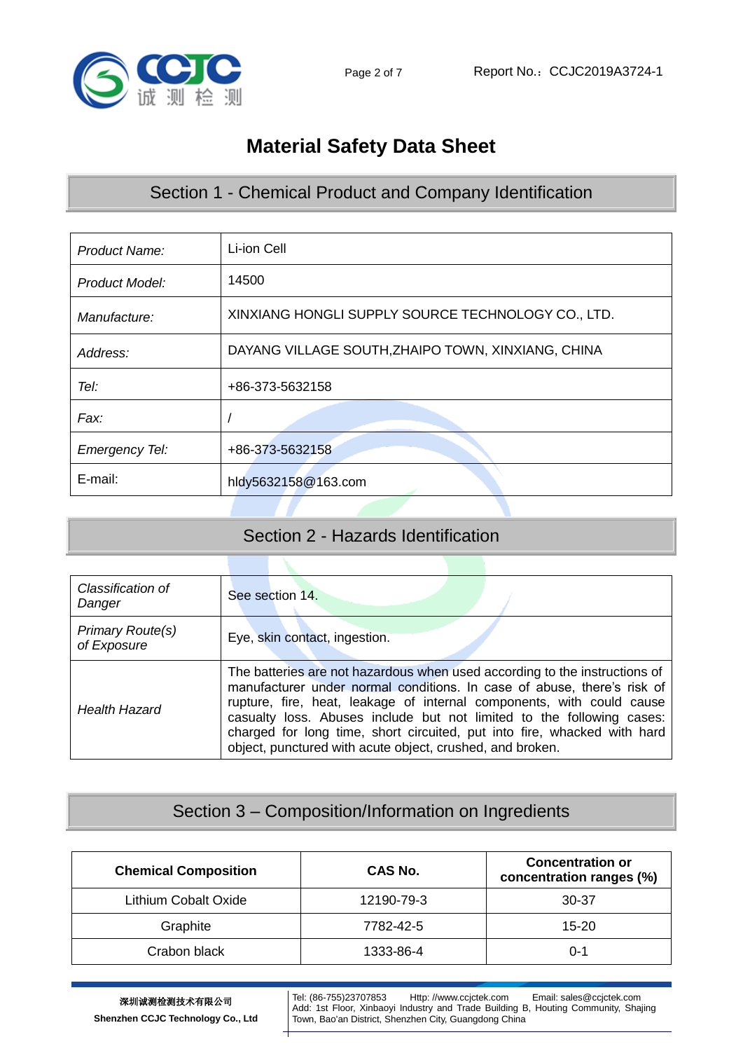# Material Safety Data Sheet

## Section 1 - Chemical Product and Company Identification

| | |
|---|---|
| *Product Name:* | Li-ion Cell |
| *Product Model:* | 14500 |
| *Manufacture:* | XINXIANG HONGLI SUPPLY SOURCE TECHNOLOGY CO., LTD. |
| *Address:* | DAYANG VILLAGE SOUTH,ZHAIPO TOWN, XINXIANG, CHINA |
| *Tel:* | +86-373-5632158 |
| *Fax:* | / |
| *Emergency Tel:* | +86-373-5632158 |
| E-mail: | hldy5632158@163.com |

## Section 2 - Hazards Identification

| | |
|---|---|
| *Classification of Danger* | See section 14. |
| *Primary Route(s) of Exposure* | Eye, skin contact, ingestion. |
| *Health Hazard* | The batteries are not hazardous when used according to the instructions of manufacturer under normal conditions. In case of abuse, there's risk of rupture, fire, heat, leakage of internal components, with could cause casualty loss. Abuses include but not limited to the following cases: charged for long time, short circuited, put into fire, whacked with hard object, punctured with acute object, crushed, and broken. |

## Section 3 – Composition/Information on Ingredients

| Chemical Composition | CAS No. | Concentration or concentration ranges (%) |
|---|---|---|
| Lithium Cobalt Oxide | 12190-79-3 | 30-37 |
| Graphite | 7782-42-5 | 15-20 |
| Crabon black | 1333-86-4 | 0-1 |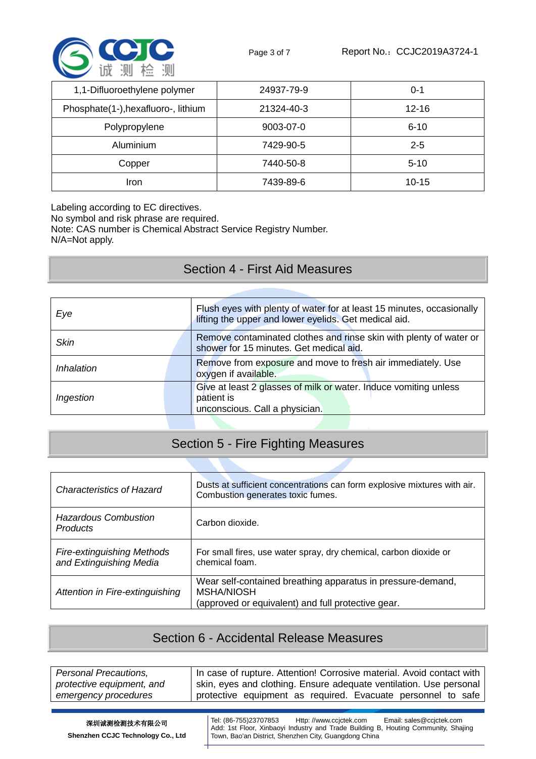| 1,1-Difluoroethylene polymer | 24937-79-9 | 0-1 |
|---|---|---|
| Phosphate(1-),hexafluoro-, lithium | 21324-40-3 | 12-16 |
| Polypropylene | 9003-07-0 | 6-10 |
| Aluminium | 7429-90-5 | 2-5 |
| Copper | 7440-50-8 | 5-10 |
| Iron | 7439-89-6 | 10-15 |

Labeling according to EC directives.
No symbol and risk phrase are required.
Note: CAS number is Chemical Abstract Service Registry Number.
N/A=Not apply.

## Section 4 - First Aid Measures

| | |
|---|---|
| *Eye* | Flush eyes with plenty of water for at least 15 minutes, occasionally lifting the upper and lower eyelids. Get medical aid. |
| *Skin* | Remove contaminated clothes and rinse skin with plenty of water or shower for 15 minutes. Get medical aid. |
| *Inhalation* | Remove from exposure and move to fresh air immediately. Use oxygen if available. |
| *Ingestion* | Give at least 2 glasses of milk or water. Induce vomiting unless patient is unconscious. Call a physician. |

## Section 5 - Fire Fighting Measures

| | |
|---|---|
| *Characteristics of Hazard* | Dusts at sufficient concentrations can form explosive mixtures with air. Combustion generates toxic fumes. |
| *Hazardous Combustion Products* | Carbon dioxide. |
| *Fire-extinguishing Methods and Extinguishing Media* | For small fires, use water spray, dry chemical, carbon dioxide or chemical foam. |
| *Attention in Fire-extinguishing* | Wear self-contained breathing apparatus in pressure-demand, MSHA/NIOSH (approved or equivalent) and full protective gear. |

## Section 6 - Accidental Release Measures

| | |
|---|---|
| *Personal Precautions, protective equipment, and emergency procedures* | In case of rupture. Attention! Corrosive material. Avoid contact with skin, eyes and clothing. Ensure adequate ventilation. Use personal protective equipment as required. Evacuate personnel to safe |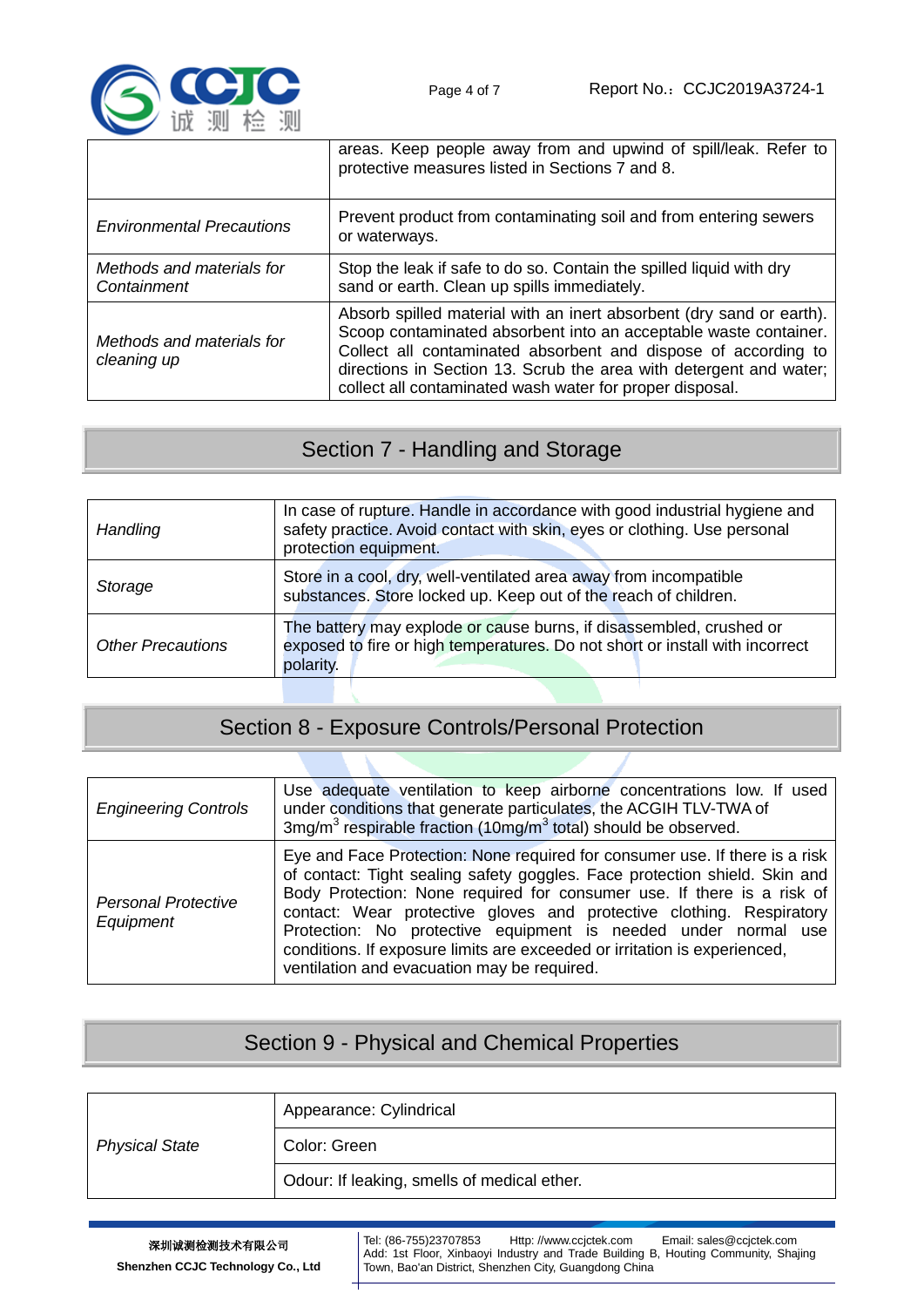| | |
|---|---|
| | areas. Keep people away from and upwind of spill/leak. Refer to protective measures listed in Sections 7 and 8. |
| *Environmental Precautions* | Prevent product from contaminating soil and from entering sewers or waterways. |
| *Methods and materials for Containment* | Stop the leak if safe to do so. Contain the spilled liquid with dry sand or earth. Clean up spills immediately. |
| *Methods and materials for cleaning up* | Absorb spilled material with an inert absorbent (dry sand or earth). Scoop contaminated absorbent into an acceptable waste container. Collect all contaminated absorbent and dispose of according to directions in Section 13. Scrub the area with detergent and water; collect all contaminated wash water for proper disposal. |

## Section 7 - Handling and Storage

| | |
|---|---|
| *Handling* | In case of rupture. Handle in accordance with good industrial hygiene and safety practice. Avoid contact with skin, eyes or clothing. Use personal protection equipment. |
| *Storage* | Store in a cool, dry, well-ventilated area away from incompatible substances. Store locked up. Keep out of the reach of children. |
| *Other Precautions* | The battery may explode or cause burns, if disassembled, crushed or exposed to fire or high temperatures. Do not short or install with incorrect polarity. |

## Section 8 - Exposure Controls/Personal Protection

| | |
|---|---|
| *Engineering Controls* | Use adequate ventilation to keep airborne concentrations low. If used under conditions that generate particulates, the ACGIH TLV-TWA of 3mg/m$^3$ respirable fraction (10mg/m$^3$ total) should be observed. |
| *Personal Protective Equipment* | Eye and Face Protection: None required for consumer use. If there is a risk of contact: Tight sealing safety goggles. Face protection shield. Skin and Body Protection: None required for consumer use. If there is a risk of contact: Wear protective gloves and protective clothing. Respiratory Protection: No protective equipment is needed under normal use conditions. If exposure limits are exceeded or irritation is experienced, ventilation and evacuation may be required. |

## Section 9 - Physical and Chemical Properties

| | |
|---|---|
| *Physical State* | Appearance: Cylindrical |
| | Color: Green |
| | Odour: If leaking, smells of medical ether. |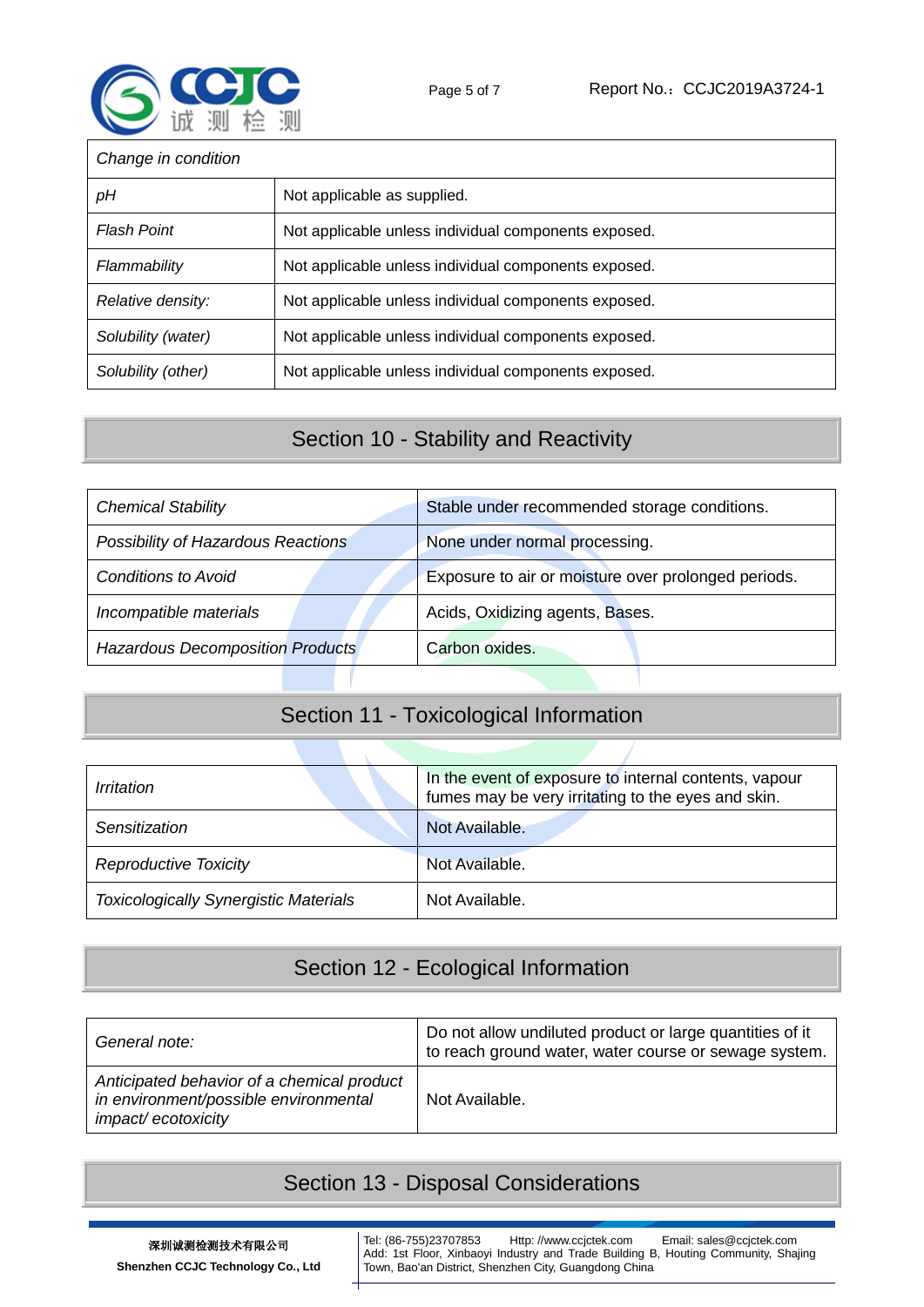| Change in condition | |
|---|---|
| *pH* | Not applicable as supplied. |
| *Flash Point* | Not applicable unless individual components exposed. |
| *Flammability* | Not applicable unless individual components exposed. |
| *Relative density:* | Not applicable unless individual components exposed. |
| *Solubility (water)* | Not applicable unless individual components exposed. |
| *Solubility (other)* | Not applicable unless individual components exposed. |

## Section 10 - Stability and Reactivity

| | |
|---|---|
| *Chemical Stability* | Stable under recommended storage conditions. |
| *Possibility of Hazardous Reactions* | None under normal processing. |
| *Conditions to Avoid* | Exposure to air or moisture over prolonged periods. |
| *Incompatible materials* | Acids, Oxidizing agents, Bases. |
| *Hazardous Decomposition Products* | Carbon oxides. |

## Section 11 - Toxicological Information

| | |
|---|---|
| *Irritation* | In the event of exposure to internal contents, vapour fumes may be very irritating to the eyes and skin. |
| *Sensitization* | Not Available. |
| *Reproductive Toxicity* | Not Available. |
| *Toxicologically Synergistic Materials* | Not Available. |

## Section 12 - Ecological Information

| | |
|---|---|
| *General note:* | Do not allow undiluted product or large quantities of it to reach ground water, water course or sewage system. |
| *Anticipated behavior of a chemical product in environment/possible environmental impact/ ecotoxicity* | Not Available. |

## Section 13 - Disposal Considerations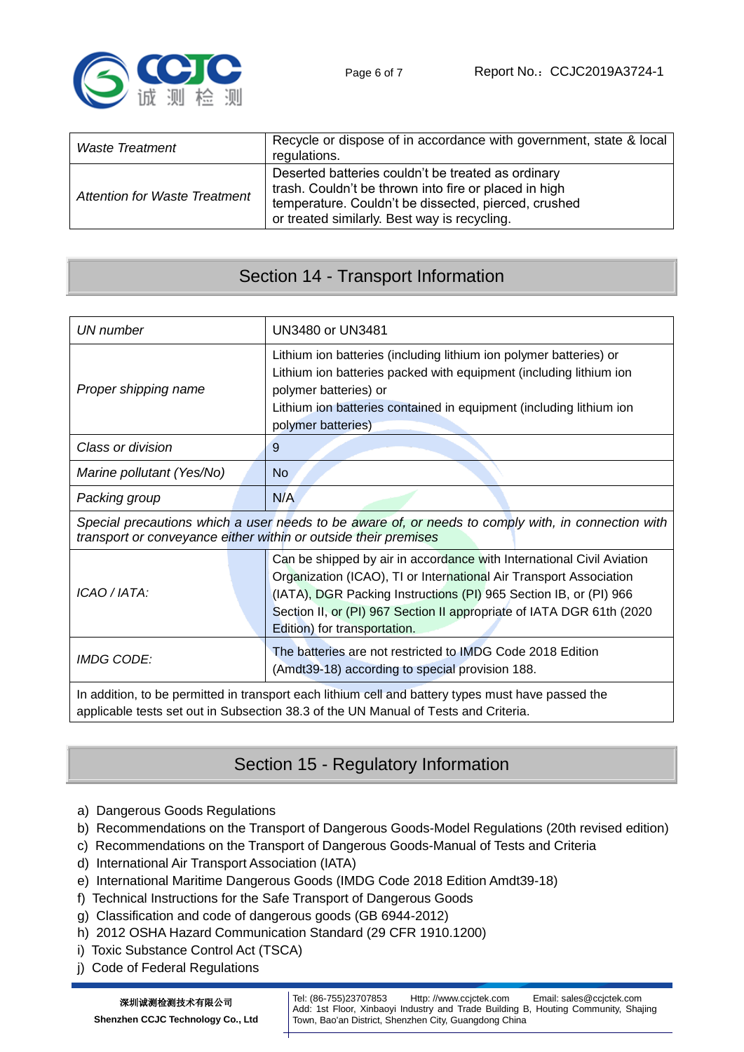| *Waste Treatment* | Recycle or dispose of in accordance with government, state & local regulations. |
|---|---|
| *Attention for Waste Treatment* | Deserted batteries couldn't be treated as ordinary trash. Couldn't be thrown into fire or placed in high temperature. Couldn't be dissected, pierced, crushed or treated similarly. Best way is recycling. |

## Section 14 - Transport Information

| *UN number* | UN3480 or UN3481 |
|---|---|
| *Proper shipping name* | Lithium ion batteries (including lithium ion polymer batteries) or<br>Lithium ion batteries packed with equipment (including lithium ion polymer batteries) or<br>Lithium ion batteries contained in equipment (including lithium ion polymer batteries) |
| *Class or division* | 9 |
| *Marine pollutant (Yes/No)* | No |
| *Packing group* | N/A |
| *Special precautions which a user needs to be aware of, or needs to comply with, in connection with transport or conveyance either within or outside their premises* | |
| *ICAO / IATA:* | Can be shipped by air in accordance with International Civil Aviation Organization (ICAO), TI or International Air Transport Association (IATA), DGR Packing Instructions (PI) 965 Section IB, or (PI) 966 Section II, or (PI) 967 Section II appropriate of IATA DGR 61th (2020 Edition) for transportation. |
| *IMDG CODE:* | The batteries are not restricted to IMDG Code 2018 Edition (Amdt39-18) according to special provision 188. |
| In addition, to be permitted in transport each lithium cell and battery types must have passed the applicable tests set out in Subsection 38.3 of the UN Manual of Tests and Criteria. | |

## Section 15 - Regulatory Information

a) Dangerous Goods Regulations
b) Recommendations on the Transport of Dangerous Goods-Model Regulations (20th revised edition)
c) Recommendations on the Transport of Dangerous Goods-Manual of Tests and Criteria
d) International Air Transport Association (IATA)
e) International Maritime Dangerous Goods (IMDG Code 2018 Edition Amdt39-18)
f) Technical Instructions for the Safe Transport of Dangerous Goods
g) Classification and code of dangerous goods (GB 6944-2012)
h) 2012 OSHA Hazard Communication Standard (29 CFR 1910.1200)
i) Toxic Substance Control Act (TSCA)
j) Code of Federal Regulations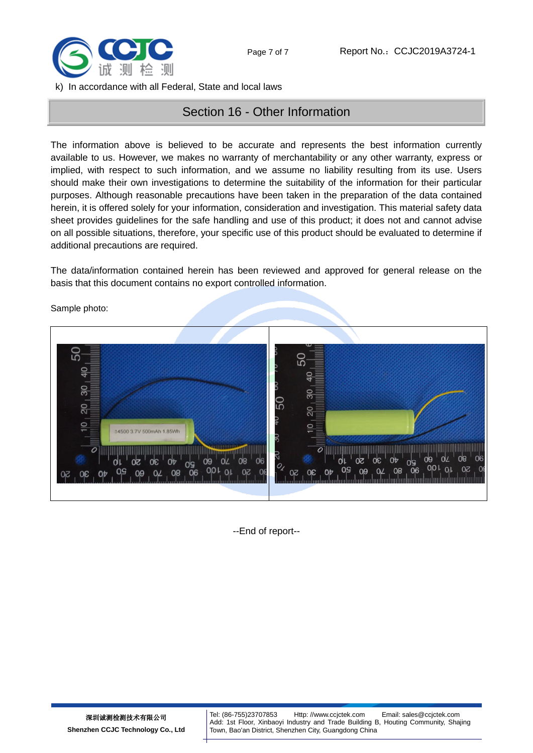k) In accordance with all Federal, State and local laws

## Section 16 - Other Information

The information above is believed to be accurate and represents the best information currently available to us. However, we makes no warranty of merchantability or any other warranty, express or implied, with respect to such information, and we assume no liability resulting from its use. Users should make their own investigations to determine the suitability of the information for their particular purposes. Although reasonable precautions have been taken in the preparation of the data contained herein, it is offered solely for your information, consideration and investigation. This material safety data sheet provides guidelines for the safe handling and use of this product; it does not and cannot advise on all possible situations, therefore, your specific use of this product should be evaluated to determine if additional precautions are required.

The data/information contained herein has been reviewed and approved for general release on the basis that this document contains no export controlled information.

Sample photo:

--End of report--